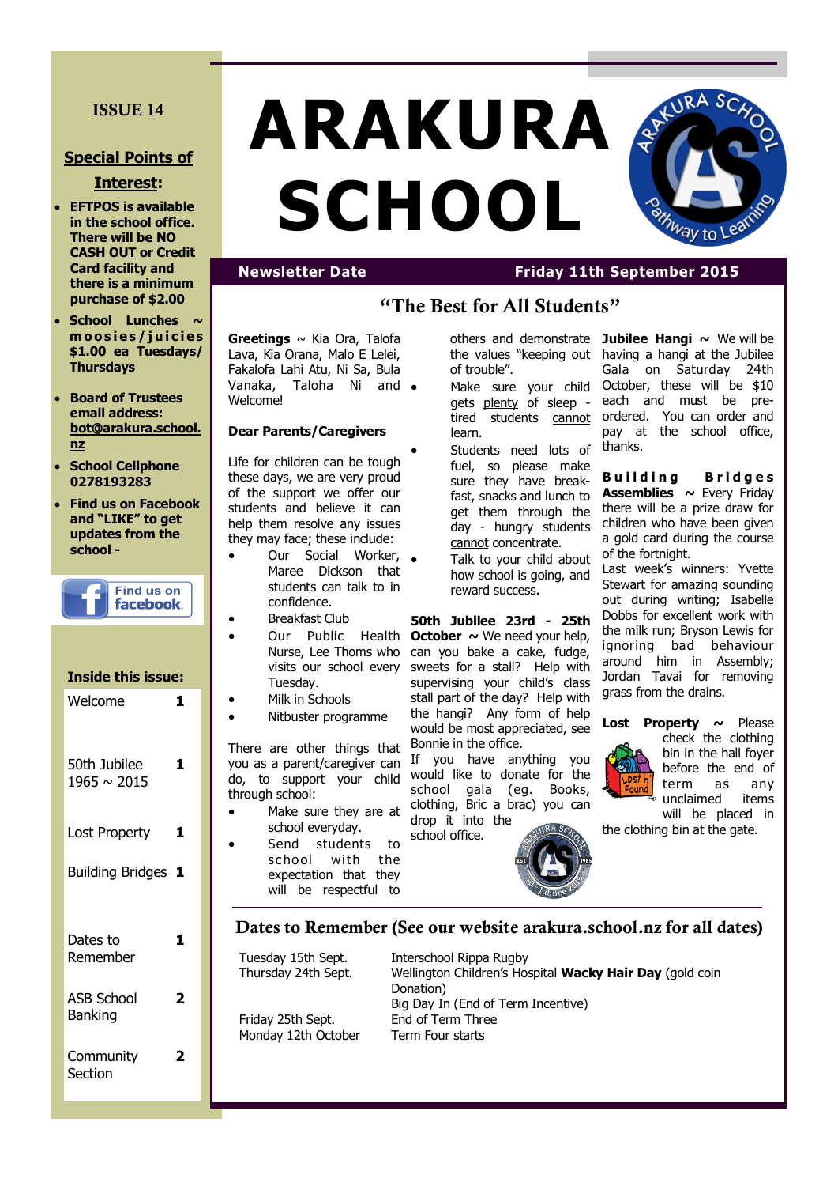# ARAKURA SCHOOL

ISSUE 14

**Newsletter Date** — **Friday 11th September 2015**

## "The Best for All Students"

### Special Points of Interest:

- **EFTPOS is available in the school office. There will be NO CASH OUT or Credit Card facility and there is a minimum purchase of $2.00**
- **School Lunches ~ moosies/juicies $1.00 ea Tuesdays/ Thursdays**
- **Board of Trustees email address: bot@arakura.school.nz**
- **School Cellphone 0278193283**
- **Find us on Facebook and "LIKE" to get updates from the school -**

Find us on facebook

### Inside this issue:

| | |
|---|---|
| Welcome | 1 |
| 50th Jubilee 1965 ~ 2015 | 1 |
| Lost Property | 1 |
| Building Bridges | 1 |
| Dates to Remember | 1 |
| ASB School Banking | 2 |
| Community Section | 2 |

**Greetings** ~ Kia Ora, Talofa Lava, Kia Orana, Malo E Lelei, Fakalofa Lahi Atu, Ni Sa, Bula Vanaka, Taloha Ni and Welcome!

**Dear Parents/Caregivers**

Life for children can be tough these days, we are very proud of the support we offer our students and believe it can help them resolve any issues they may face; these include:

- Our Social Worker, Maree Dickson that students can talk to in confidence.
- Breakfast Club
- Our Public Health Nurse, Lee Thoms who visits our school every Tuesday.
- Milk in Schools
- Nitbuster programme

There are other things that you as a parent/caregiver can do, to support your child through school:

- Make sure they are at school everyday.
- Send students to school with the expectation that they will be respectful to others and demonstrate the values "keeping out of trouble".
- Make sure your child gets plenty of sleep - tired students cannot learn.
- Students need lots of fuel, so please make sure they have breakfast, snacks and lunch to get them through the day - hungry students cannot concentrate.
- Talk to your child about how school is going, and reward success.

**50th Jubilee 23rd - 25th October ~** We need your help, can you bake a cake, fudge, sweets for a stall? Help with supervising your child's class stall part of the day? Help with the hangi? Any form of help would be most appreciated, see Bonnie in the office.

If you have anything you would like to donate for the school gala (eg. Books, clothing, Bric a brac) you can drop it into the school office.

**Jubilee Hangi ~** We will be having a hangi at the Jubilee Gala on Saturday 24th October, these will be $10 each and must be pre-ordered. You can order and pay at the school office, thanks.

**Building Bridges Assemblies ~** Every Friday there will be a prize draw for children who have been given a gold card during the course of the fortnight.

Last week's winners: Yvette Stewart for amazing sounding out during writing; Isabelle Dobbs for excellent work with the milk run; Bryson Lewis for ignoring bad behaviour around him in Assembly; Jordan Tavai for removing grass from the drains.

**Lost Property ~** Please check the clothing bin in the hall foyer before the end of term as any unclaimed items will be placed in the clothing bin at the gate.

## Dates to Remember (See our website arakura.school.nz for all dates)

| | |
|---|---|
| Tuesday 15th Sept. | Interschool Rippa Rugby |
| Thursday 24th Sept. | Wellington Children's Hospital **Wacky Hair Day** (gold coin Donation) |
| | Big Day In (End of Term Incentive) |
| Friday 25th Sept. | End of Term Three |
| Monday 12th October | Term Four starts |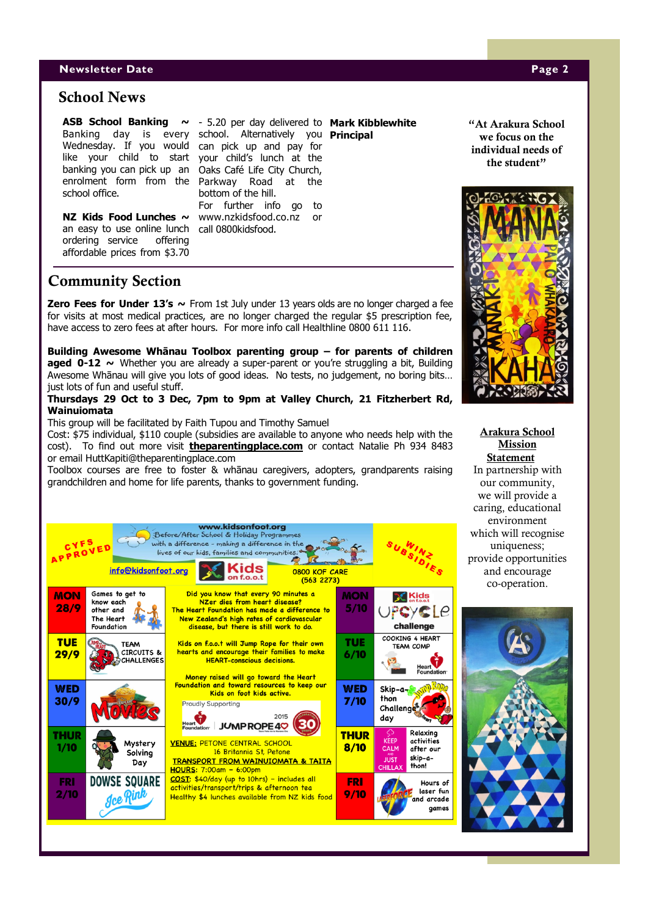## School News

**ASB School Banking ~** Banking day is every Wednesday. If you would like your child to start banking you can pick up an enrolment form from the school office.

**NZ Kids Food Lunches ~** an easy to use online lunch ordering service offering affordable prices from $3.70 - 5.20 per day delivered to school. Alternatively you can pick up and pay for your child's lunch at the Oaks Café Life City Church, Parkway Road at the bottom of the hill.
For further info go to www.nzkidsfood.co.nz or call 0800kidsfood.

**Mark Kibblewhite**
**Principal**

"At Arakura School we focus on the individual needs of the student"

## Community Section

**Zero Fees for Under 13's ~** From 1st July under 13 years olds are no longer charged a fee for visits at most medical practices, are no longer charged the regular $5 prescription fee, have access to zero fees at after hours. For more info call Healthline 0800 611 116.

**Building Awesome Whānau Toolbox parenting group – for parents of children aged 0-12 ~** Whether you are already a super-parent or you're struggling a bit, Building Awesome Whānau will give you lots of good ideas. No tests, no judgement, no boring bits… just lots of fun and useful stuff.
**Thursdays 29 Oct to 3 Dec, 7pm to 9pm at Valley Church, 21 Fitzherbert Rd, Wainuiomata**
This group will be facilitated by Faith Tupou and Timothy Samuel
Cost: $75 individual, $110 couple (subsidies are available to anyone who needs help with the cost). To find out more visit **theparentingplace.com** or contact Natalie Ph 934 8483 or email HuttKapiti@theparentingplace.com
Toolbox courses are free to foster & whānau caregivers, adopters, grandparents raising grandchildren and home for life parents, thanks to government funding.

**Arakura School Mission Statement**
In partnership with our community, we will provide a caring, educational environment which will recognise uniqueness; provide opportunities and encourage co-operation.

CYFS APPROVED
www.kidsonfoot.org
Before/After School & Holiday Programmes
with a difference - making a difference in the lives of our kids, families and communities.
info@kidsonfoot.org
Kids on f.o.o.t
0800 KOF CARE (563 2273)
WINZ SUBSIDIES

| | | | | |
|---|---|---|---|---|
| MON 28/9 | Games to get to know each other and The Heart Foundation | Did you know that every 90 minutes a NZer dies from heart disease? The Heart Foundation has made a difference to New Zealand's high rates of cardiovascular disease, but there is still work to do. | MON 5/10 | Kids on f.o.o.t UPCYCLE challenge |
| TUE 29/9 | TEAM CIRCUITS & CHALLENGES | Kids on f.o.o.t will Jump Rope for their own hearts and encourage their families to make HEART-conscious decisions. | TUE 6/10 | COOKING 4 HEART TEAM COMP |
| WED 30/9 | Movies | Money raised will go toward the Heart Foundation and toward resources to keep our Kids on foot kids active. Proudly Supporting Heart Foundation JUMPROPE4 2015 30 | WED 7/10 | Skip-a-thon Challenge day |
| THUR 1/10 | Mystery Solving Day | VENUE: PETONE CENTRAL SCHOOL 16 Britannia St, Petone; TRANSPORT FROM WAINUIOMATA & TAITA; HOURS: 7:00am – 6:00pm | THUR 8/10 | Relaxing activities after our skip-a-thon! |
| FRI 2/10 | DOWSE SQUARE Ice Rink | COST: $40/day (up to 10hrs) – includes all activities/transport/trips & afternoon tea. Healthy $4 lunches available from NZ kids food | FRI 9/10 | Hours of laser fun and arcade games |